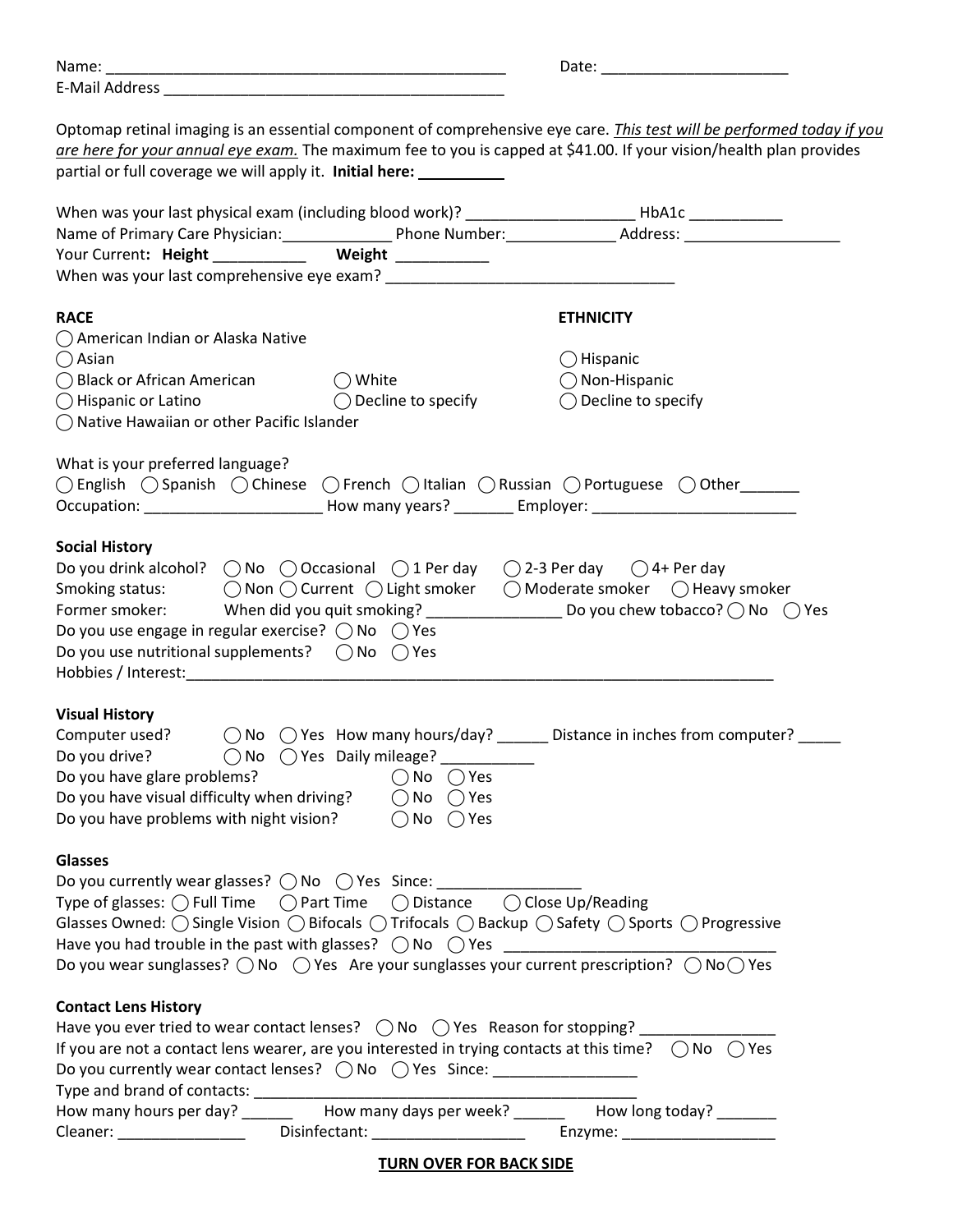Name: ______________________________________________ Date: _____________________
E-Mail Address ________________________________________

Optomap retinal imaging is an essential component of comprehensive eye care. *This test will be performed today if you are here for your annual eye exam.* The maximum fee to you is capped at $41.00. If your vision/health plan provides partial or full coverage we will apply it. **Initial here:** __________

When was your last physical exam (including blood work)? ___________________ HbA1c __________
Name of Primary Care Physician:_____________ Phone Number:_____________ Address: __________________
Your Current: **Height** __________ **Weight** __________
When was your last comprehensive eye exam? _________________________________

**RACE**
◯ American Indian or Alaska Native
◯ Asian
◯ Black or African American
◯ White
◯ Hispanic or Latino
◯ Decline to specify
◯ Native Hawaiian or other Pacific Islander

**ETHNICITY**
◯ Hispanic
◯ Non-Hispanic
◯ Decline to specify

What is your preferred language?
◯ English ◯ Spanish ◯ Chinese ◯ French ◯ Italian ◯ Russian ◯ Portuguese ◯ Other_______
Occupation: ____________________ How many years? _______ Employer: _______________________

**Social History**
Do you drink alcohol? ◯ No ◯ Occasional ◯ 1 Per day ◯ 2-3 Per day ◯ 4+ Per day
Smoking status: ◯ Non ◯ Current ◯ Light smoker ◯ Moderate smoker ◯ Heavy smoker
Former smoker: When did you quit smoking? _______________ Do you chew tobacco? ◯ No ◯ Yes
Do you use engage in regular exercise? ◯ No ◯ Yes
Do you use nutritional supplements? ◯ No ◯ Yes
Hobbies / Interest:______________________________________________________________________

**Visual History**
Computer used? ◯ No ◯ Yes How many hours/day? ______ Distance in inches from computer? _____
Do you drive? ◯ No ◯ Yes Daily mileage? __________
Do you have glare problems? ◯ No ◯ Yes
Do you have visual difficulty when driving? ◯ No ◯ Yes
Do you have problems with night vision? ◯ No ◯ Yes

**Glasses**
Do you currently wear glasses? ◯ No ◯ Yes Since: ________________
Type of glasses: ◯ Full Time ◯ Part Time ◯ Distance ◯ Close Up/Reading
Glasses Owned: ◯ Single Vision ◯ Bifocals ◯ Trifocals ◯ Backup ◯ Safety ◯ Sports ◯ Progressive
Have you had trouble in the past with glasses? ◯ No ◯ Yes _______________________________
Do you wear sunglasses? ◯ No ◯ Yes Are your sunglasses your current prescription? ◯ No ◯ Yes

**Contact Lens History**
Have you ever tried to wear contact lenses? ◯ No ◯ Yes Reason for stopping? _______________
If you are not a contact lens wearer, are you interested in trying contacts at this time? ◯ No ◯ Yes
Do you currently wear contact lenses? ◯ No ◯ Yes Since: ________________
Type and brand of contacts: _____________________________________________
How many hours per day? ______ How many days per week? ______ How long today? _______
Cleaner: ______________ Disinfectant: _________________ Enzyme: _________________

**TURN OVER FOR BACK SIDE**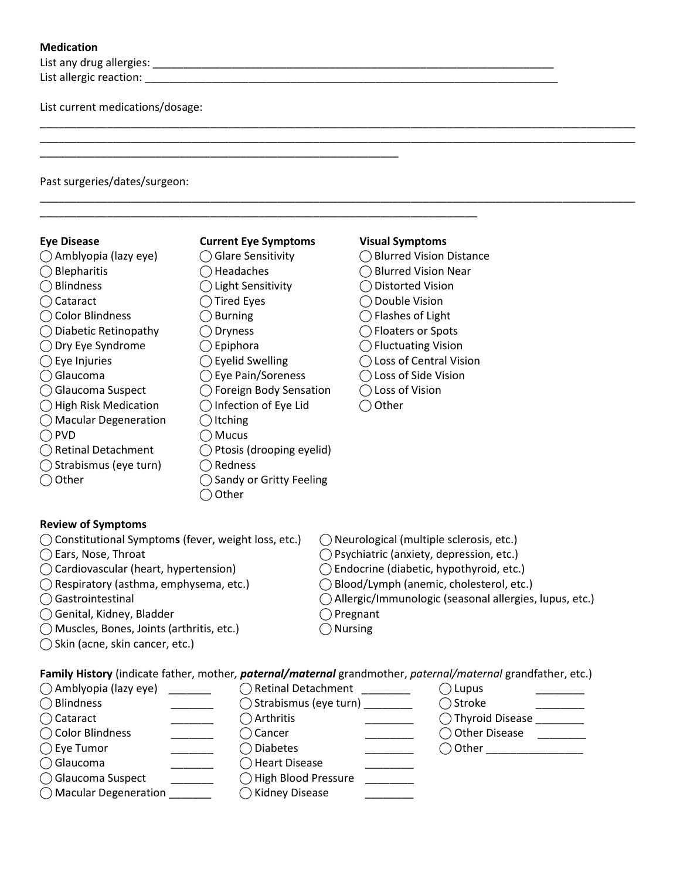**Medication**

List any drug allergies: ______________________________________________________________________

List allergic reaction: ________________________________________________________________________

List current medications/dosage:

_______________________________________________________________________________________________

_______________________________________________________________________________________________

____________________________________________________________

Past surgeries/dates/surgeon:

_______________________________________________________________________________________________

__________________________________________________________________________

**Eye Disease**

- ◯ Amblyopia (lazy eye)
- ◯ Blepharitis
- ◯ Blindness
- ◯ Cataract
- ◯ Color Blindness
- ◯ Diabetic Retinopathy
- ◯ Dry Eye Syndrome
- ◯ Eye Injuries
- ◯ Glaucoma
- ◯ Glaucoma Suspect
- ◯ High Risk Medication
- ◯ Macular Degeneration
- ◯ PVD
- ◯ Retinal Detachment
- ◯ Strabismus (eye turn)
- ◯ Other

**Current Eye Symptoms**

- ◯ Glare Sensitivity
- ◯ Headaches
- ◯ Light Sensitivity
- ◯ Tired Eyes
- ◯ Burning
- ◯ Dryness
- ◯ Epiphora
- ◯ Eyelid Swelling
- ◯ Eye Pain/Soreness
- ◯ Foreign Body Sensation
- ◯ Infection of Eye Lid
- ◯ Itching
- ◯ Mucus
- ◯ Ptosis (drooping eyelid)
- ◯ Redness
- ◯ Sandy or Gritty Feeling
- ◯ Other

**Visual Symptoms**

- ◯ Blurred Vision Distance
- ◯ Blurred Vision Near
- ◯ Distorted Vision
- ◯ Double Vision
- ◯ Flashes of Light
- ◯ Floaters or Spots
- ◯ Fluctuating Vision
- ◯ Loss of Central Vision
- ◯ Loss of Side Vision
- ◯ Loss of Vision
- ◯ Other

**Review of Symptoms**

- ◯ Constitutional Symptom**s** (fever, weight loss, etc.)
- ◯ Ears, Nose, Throat
- ◯ Cardiovascular (heart, hypertension)
- ◯ Respiratory (asthma, emphysema, etc.)
- ◯ Gastrointestinal
- ◯ Genital, Kidney, Bladder
- ◯ Muscles, Bones, Joints (arthritis, etc.)
- ◯ Skin (acne, skin cancer, etc.)
- ◯ Neurological (multiple sclerosis, etc.)
- ◯ Psychiatric (anxiety, depression, etc.)
- ◯ Endocrine (diabetic, hypothyroid, etc.)
- ◯ Blood/Lymph (anemic, cholesterol, etc.)
- ◯ Allergic/Immunologic (seasonal allergies, lupus, etc.)
- ◯ Pregnant
- ◯ Nursing

**Family History** (indicate father, mother*, **paternal/maternal*** grandmother, *paternal/maternal* grandfather, etc.)

- ◯ Amblyopia (lazy eye) _______
- ◯ Blindness _______
- ◯ Cataract _______
- ◯ Color Blindness _______
- ◯ Eye Tumor _______
- ◯ Glaucoma _______
- ◯ Glaucoma Suspect _______
- ◯ Macular Degeneration _______
- ◯ Retinal Detachment ________
- ◯ Strabismus (eye turn) ________
- ◯ Arthritis ________
- ◯ Cancer ________
- ◯ Diabetes ________
- ◯ Heart Disease ________
- ◯ High Blood Pressure ________
- ◯ Kidney Disease ________
- ◯ Lupus ________
- ◯ Stroke ________
- ◯ Thyroid Disease ________
- ◯ Other Disease ________
- ◯ Other ________________